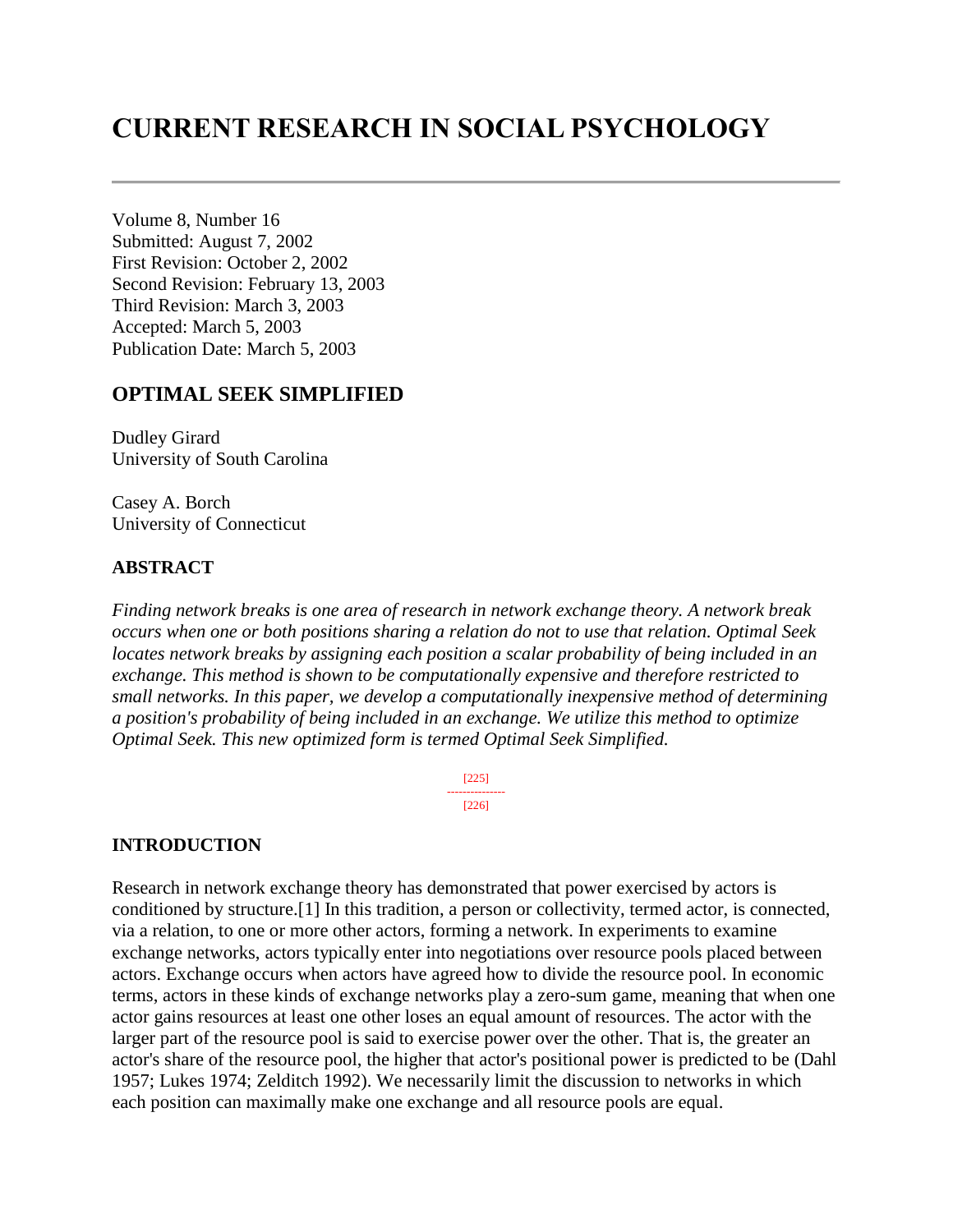# CURRENT RESEARCH IN SOCIAL PSYCHOLOGY

Volume 8, Number 16
Submitted: August 7, 2002
First Revision: October 2, 2002
Second Revision: February 13, 2003
Third Revision: March 3, 2003
Accepted: March 5, 2003
Publication Date: March 5, 2003

## OPTIMAL SEEK SIMPLIFIED

Dudley Girard
University of South Carolina

Casey A. Borch
University of Connecticut

### ABSTRACT

*Finding network breaks is one area of research in network exchange theory. A network break occurs when one or both positions sharing a relation do not to use that relation. Optimal Seek locates network breaks by assigning each position a scalar probability of being included in an exchange. This method is shown to be computationally expensive and therefore restricted to small networks. In this paper, we develop a computationally inexpensive method of determining a position's probability of being included in an exchange. We utilize this method to optimize Optimal Seek. This new optimized form is termed Optimal Seek Simplified.*

### INTRODUCTION

Research in network exchange theory has demonstrated that power exercised by actors is conditioned by structure.[1] In this tradition, a person or collectivity, termed actor, is connected, via a relation, to one or more other actors, forming a network. In experiments to examine exchange networks, actors typically enter into negotiations over resource pools placed between actors. Exchange occurs when actors have agreed how to divide the resource pool. In economic terms, actors in these kinds of exchange networks play a zero-sum game, meaning that when one actor gains resources at least one other loses an equal amount of resources. The actor with the larger part of the resource pool is said to exercise power over the other. That is, the greater an actor's share of the resource pool, the higher that actor's positional power is predicted to be (Dahl 1957; Lukes 1974; Zelditch 1992). We necessarily limit the discussion to networks in which each position can maximally make one exchange and all resource pools are equal.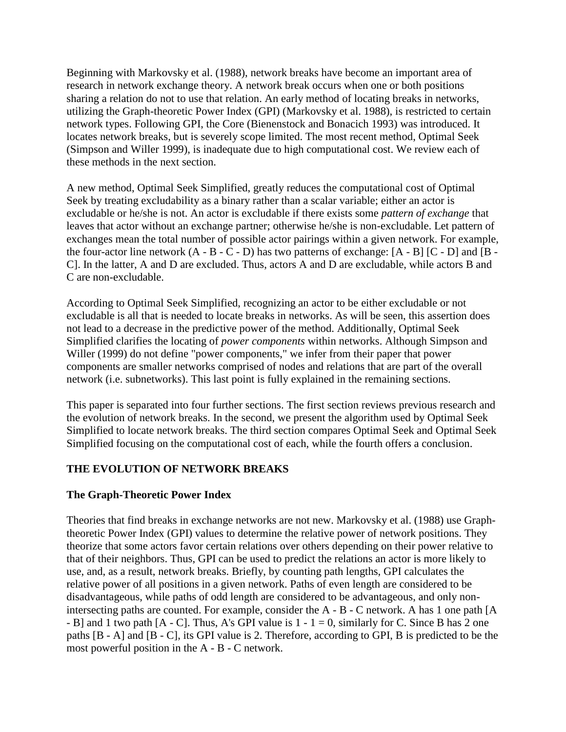Beginning with Markovsky et al. (1988), network breaks have become an important area of research in network exchange theory. A network break occurs when one or both positions sharing a relation do not to use that relation. An early method of locating breaks in networks, utilizing the Graph-theoretic Power Index (GPI) (Markovsky et al. 1988), is restricted to certain network types. Following GPI, the Core (Bienenstock and Bonacich 1993) was introduced. It locates network breaks, but is severely scope limited. The most recent method, Optimal Seek (Simpson and Willer 1999), is inadequate due to high computational cost. We review each of these methods in the next section.

A new method, Optimal Seek Simplified, greatly reduces the computational cost of Optimal Seek by treating excludability as a binary rather than a scalar variable; either an actor is excludable or he/she is not. An actor is excludable if there exists some *pattern of exchange* that leaves that actor without an exchange partner; otherwise he/she is non-excludable. Let pattern of exchanges mean the total number of possible actor pairings within a given network. For example, the four-actor line network (A - B - C - D) has two patterns of exchange: [A - B] [C - D] and [B - C]. In the latter, A and D are excluded. Thus, actors A and D are excludable, while actors B and C are non-excludable.

According to Optimal Seek Simplified, recognizing an actor to be either excludable or not excludable is all that is needed to locate breaks in networks. As will be seen, this assertion does not lead to a decrease in the predictive power of the method. Additionally, Optimal Seek Simplified clarifies the locating of *power components* within networks. Although Simpson and Willer (1999) do not define "power components," we infer from their paper that power components are smaller networks comprised of nodes and relations that are part of the overall network (i.e. subnetworks). This last point is fully explained in the remaining sections.

This paper is separated into four further sections. The first section reviews previous research and the evolution of network breaks. In the second, we present the algorithm used by Optimal Seek Simplified to locate network breaks. The third section compares Optimal Seek and Optimal Seek Simplified focusing on the computational cost of each, while the fourth offers a conclusion.

## THE EVOLUTION OF NETWORK BREAKS

### The Graph-Theoretic Power Index

Theories that find breaks in exchange networks are not new. Markovsky et al. (1988) use Graph-theoretic Power Index (GPI) values to determine the relative power of network positions. They theorize that some actors favor certain relations over others depending on their power relative to that of their neighbors. Thus, GPI can be used to predict the relations an actor is more likely to use, and, as a result, network breaks. Briefly, by counting path lengths, GPI calculates the relative power of all positions in a given network. Paths of even length are considered to be disadvantageous, while paths of odd length are considered to be advantageous, and only non-intersecting paths are counted. For example, consider the A - B - C network. A has 1 one path [A - B] and 1 two path [A - C]. Thus, A's GPI value is 1 - 1 = 0, similarly for C. Since B has 2 one paths [B - A] and [B - C], its GPI value is 2. Therefore, according to GPI, B is predicted to be the most powerful position in the A - B - C network.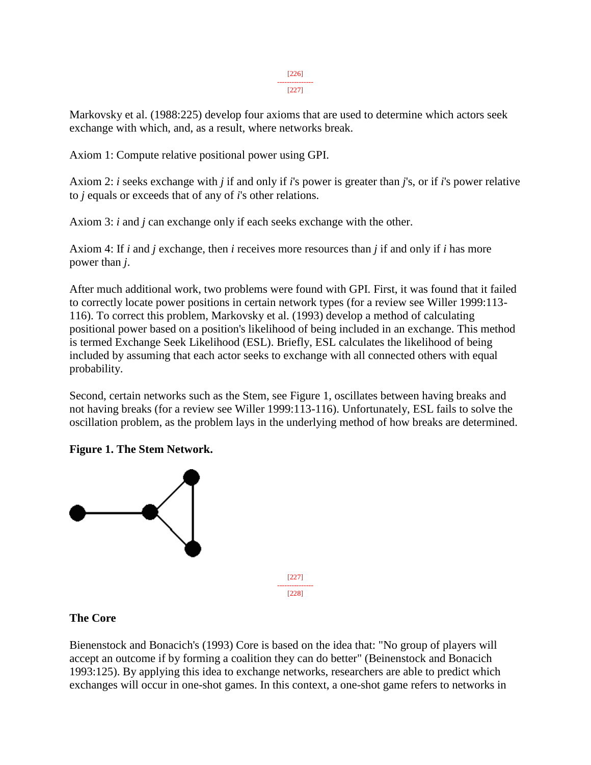Markovsky et al. (1988:225) develop four axioms that are used to determine which actors seek exchange with which, and, as a result, where networks break.

Axiom 1: Compute relative positional power using GPI.

Axiom 2: *i* seeks exchange with *j* if and only if *i*'s power is greater than *j*'s, or if *i*'s power relative to *j* equals or exceeds that of any of *i*'s other relations.

Axiom 3: *i* and *j* can exchange only if each seeks exchange with the other.

Axiom 4: If *i* and *j* exchange, then *i* receives more resources than *j* if and only if *i* has more power than *j*.

After much additional work, two problems were found with GPI. First, it was found that it failed to correctly locate power positions in certain network types (for a review see Willer 1999:113-116). To correct this problem, Markovsky et al. (1993) develop a method of calculating positional power based on a position's likelihood of being included in an exchange. This method is termed Exchange Seek Likelihood (ESL). Briefly, ESL calculates the likelihood of being included by assuming that each actor seeks to exchange with all connected others with equal probability.

Second, certain networks such as the Stem, see Figure 1, oscillates between having breaks and not having breaks (for a review see Willer 1999:113-116). Unfortunately, ESL fails to solve the oscillation problem, as the problem lays in the underlying method of how breaks are determined.

**Figure 1. The Stem Network.**

## The Core

Bienenstock and Bonacich's (1993) Core is based on the idea that: "No group of players will accept an outcome if by forming a coalition they can do better" (Beinenstock and Bonacich 1993:125). By applying this idea to exchange networks, researchers are able to predict which exchanges will occur in one-shot games. In this context, a one-shot game refers to networks in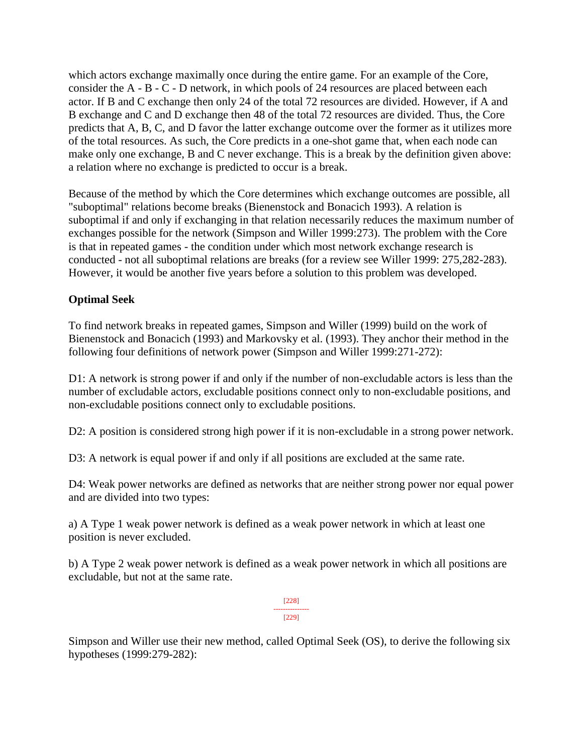which actors exchange maximally once during the entire game. For an example of the Core, consider the A - B - C - D network, in which pools of 24 resources are placed between each actor. If B and C exchange then only 24 of the total 72 resources are divided. However, if A and B exchange and C and D exchange then 48 of the total 72 resources are divided. Thus, the Core predicts that A, B, C, and D favor the latter exchange outcome over the former as it utilizes more of the total resources. As such, the Core predicts in a one-shot game that, when each node can make only one exchange, B and C never exchange. This is a break by the definition given above: a relation where no exchange is predicted to occur is a break.

Because of the method by which the Core determines which exchange outcomes are possible, all "suboptimal" relations become breaks (Bienenstock and Bonacich 1993). A relation is suboptimal if and only if exchanging in that relation necessarily reduces the maximum number of exchanges possible for the network (Simpson and Willer 1999:273). The problem with the Core is that in repeated games - the condition under which most network exchange research is conducted - not all suboptimal relations are breaks (for a review see Willer 1999: 275,282-283). However, it would be another five years before a solution to this problem was developed.

**Optimal Seek**

To find network breaks in repeated games, Simpson and Willer (1999) build on the work of Bienenstock and Bonacich (1993) and Markovsky et al. (1993). They anchor their method in the following four definitions of network power (Simpson and Willer 1999:271-272):

D1: A network is strong power if and only if the number of non-excludable actors is less than the number of excludable actors, excludable positions connect only to non-excludable positions, and non-excludable positions connect only to excludable positions.

D2: A position is considered strong high power if it is non-excludable in a strong power network.

D3: A network is equal power if and only if all positions are excluded at the same rate.

D4: Weak power networks are defined as networks that are neither strong power nor equal power and are divided into two types:

a) A Type 1 weak power network is defined as a weak power network in which at least one position is never excluded.

b) A Type 2 weak power network is defined as a weak power network in which all positions are excludable, but not at the same rate.

Simpson and Willer use their new method, called Optimal Seek (OS), to derive the following six hypotheses (1999:279-282):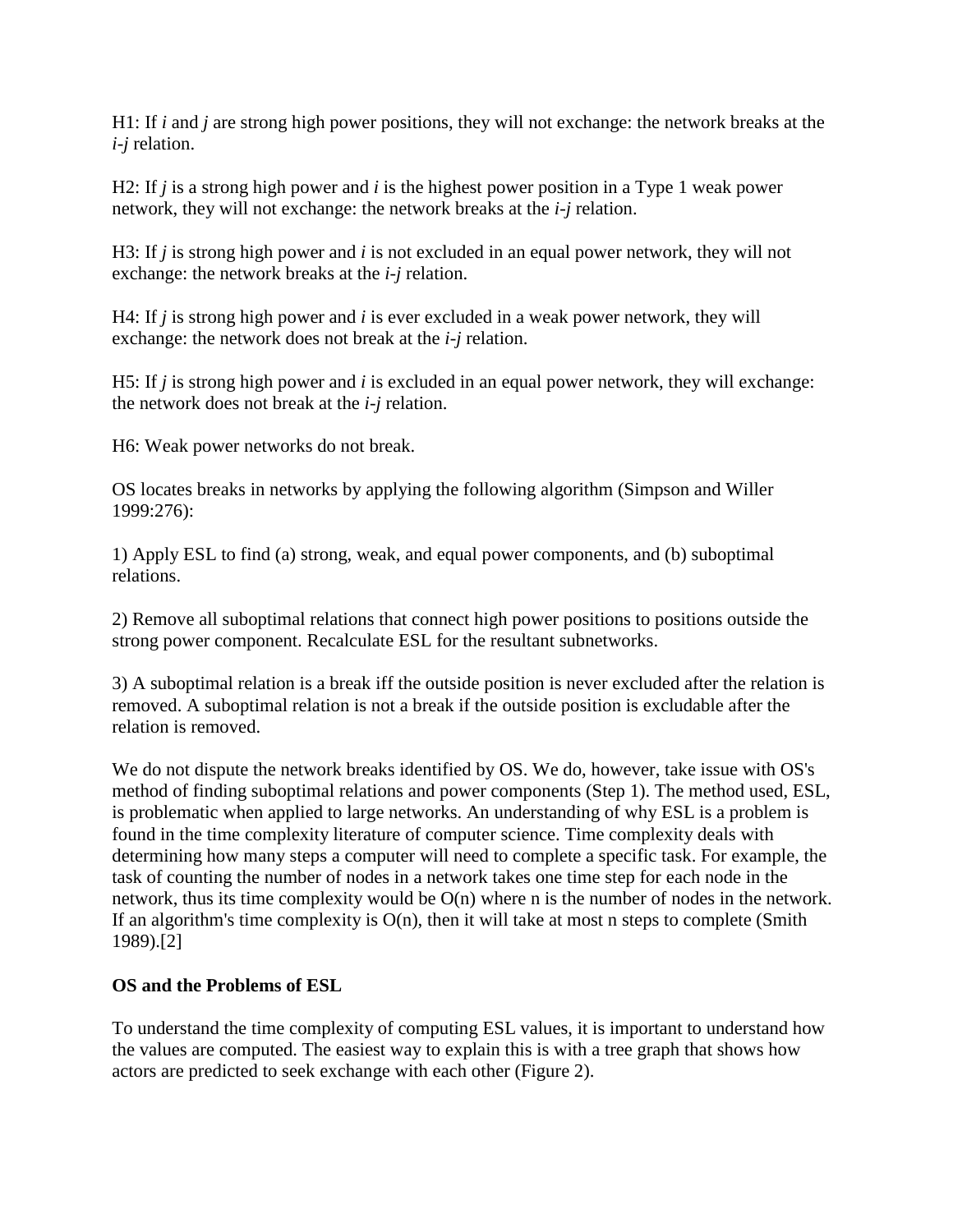H1: If *i* and *j* are strong high power positions, they will not exchange: the network breaks at the *i-j* relation.

H2: If *j* is a strong high power and *i* is the highest power position in a Type 1 weak power network, they will not exchange: the network breaks at the *i-j* relation.

H3: If *j* is strong high power and *i* is not excluded in an equal power network, they will not exchange: the network breaks at the *i-j* relation.

H4: If *j* is strong high power and *i* is ever excluded in a weak power network, they will exchange: the network does not break at the *i-j* relation.

H5: If *j* is strong high power and *i* is excluded in an equal power network, they will exchange: the network does not break at the *i-j* relation.

H6: Weak power networks do not break.

OS locates breaks in networks by applying the following algorithm (Simpson and Willer 1999:276):

1) Apply ESL to find (a) strong, weak, and equal power components, and (b) suboptimal relations.

2) Remove all suboptimal relations that connect high power positions to positions outside the strong power component. Recalculate ESL for the resultant subnetworks.

3) A suboptimal relation is a break iff the outside position is never excluded after the relation is removed. A suboptimal relation is not a break if the outside position is excludable after the relation is removed.

We do not dispute the network breaks identified by OS. We do, however, take issue with OS's method of finding suboptimal relations and power components (Step 1). The method used, ESL, is problematic when applied to large networks. An understanding of why ESL is a problem is found in the time complexity literature of computer science. Time complexity deals with determining how many steps a computer will need to complete a specific task. For example, the task of counting the number of nodes in a network takes one time step for each node in the network, thus its time complexity would be $O(n)$ where n is the number of nodes in the network. If an algorithm's time complexity is $O(n)$, then it will take at most n steps to complete (Smith 1989).[2]

**OS and the Problems of ESL**

To understand the time complexity of computing ESL values, it is important to understand how the values are computed. The easiest way to explain this is with a tree graph that shows how actors are predicted to seek exchange with each other (Figure 2).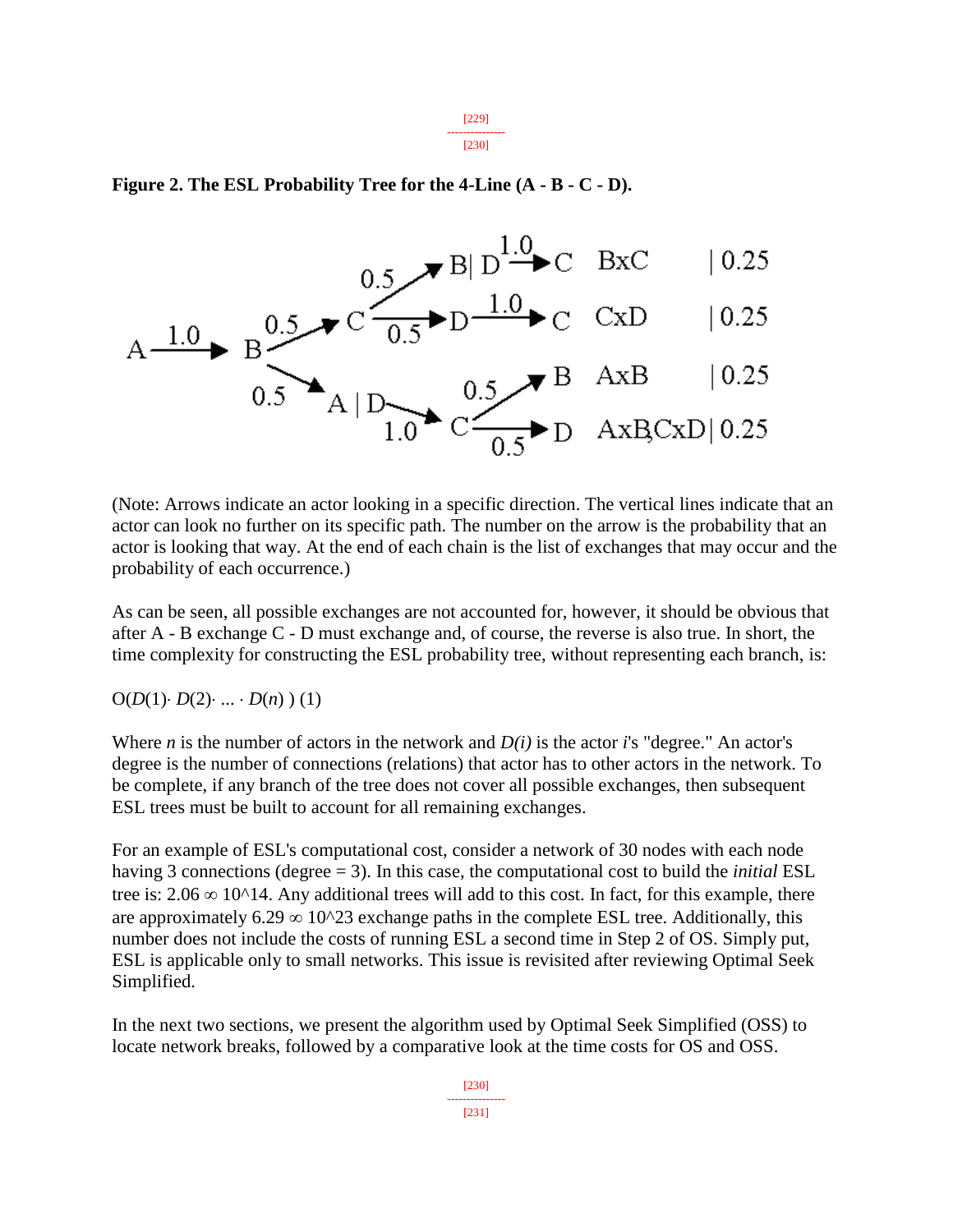**Figure 2. The ESL Probability Tree for the 4-Line (A - B - C - D).**

(Note: Arrows indicate an actor looking in a specific direction. The vertical lines indicate that an actor can look no further on its specific path. The number on the arrow is the probability that an actor is looking that way. At the end of each chain is the list of exchanges that may occur and the probability of each occurrence.)

As can be seen, all possible exchanges are not accounted for, however, it should be obvious that after A - B exchange C - D must exchange and, of course, the reverse is also true. In short, the time complexity for constructing the ESL probability tree, without representing each branch, is:

$O(D(1) \cdot D(2) \cdot \ldots \cdot D(n))$ (1)

Where $n$ is the number of actors in the network and $D(i)$ is the actor $i$'s "degree." An actor's degree is the number of connections (relations) that actor has to other actors in the network. To be complete, if any branch of the tree does not cover all possible exchanges, then subsequent ESL trees must be built to account for all remaining exchanges.

For an example of ESL's computational cost, consider a network of 30 nodes with each node having 3 connections (degree = 3). In this case, the computational cost to build the *initial* ESL tree is: 2.06 ∞ 10^14. Any additional trees will add to this cost. In fact, for this example, there are approximately 6.29 ∞ 10^23 exchange paths in the complete ESL tree. Additionally, this number does not include the costs of running ESL a second time in Step 2 of OS. Simply put, ESL is applicable only to small networks. This issue is revisited after reviewing Optimal Seek Simplified.

In the next two sections, we present the algorithm used by Optimal Seek Simplified (OSS) to locate network breaks, followed by a comparative look at the time costs for OS and OSS.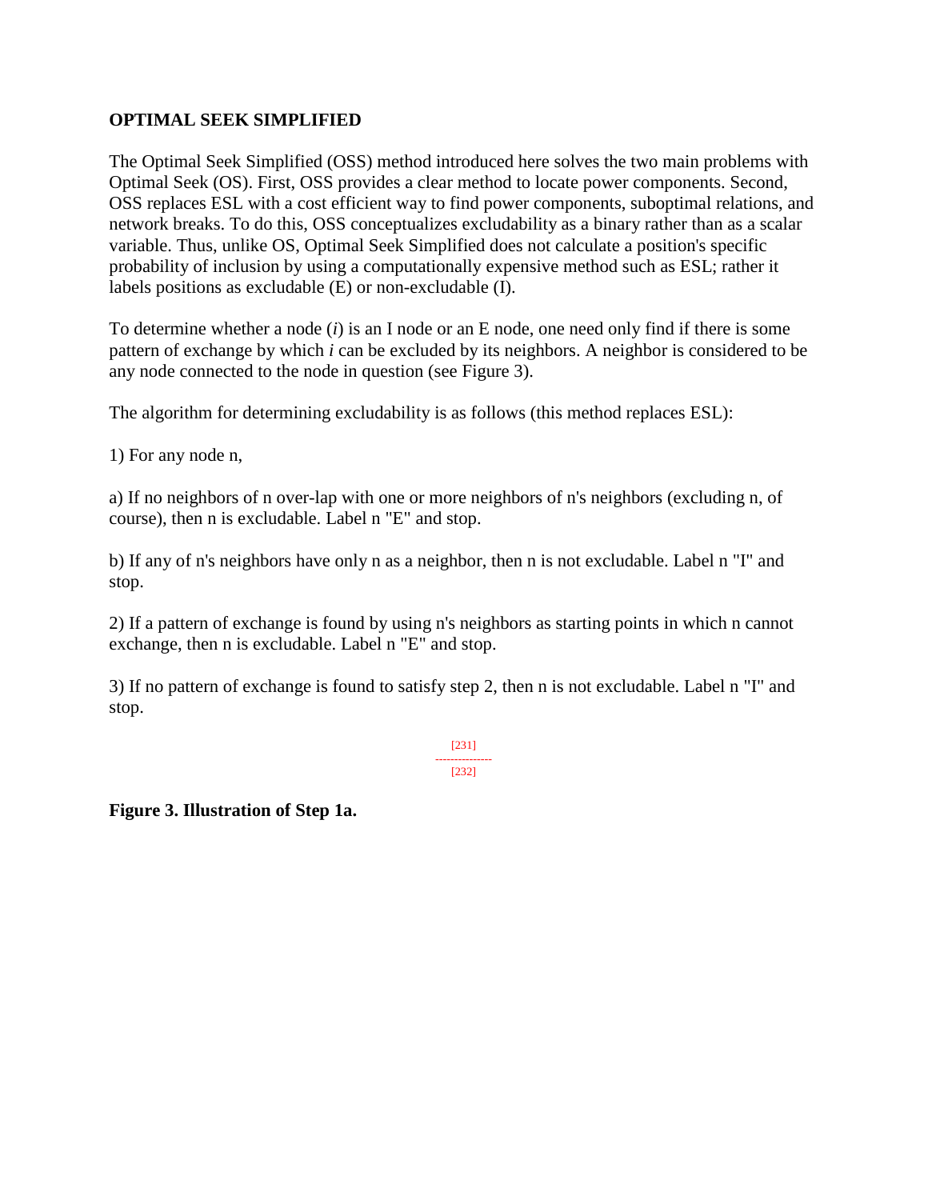## OPTIMAL SEEK SIMPLIFIED

The Optimal Seek Simplified (OSS) method introduced here solves the two main problems with Optimal Seek (OS). First, OSS provides a clear method to locate power components. Second, OSS replaces ESL with a cost efficient way to find power components, suboptimal relations, and network breaks. To do this, OSS conceptualizes excludability as a binary rather than as a scalar variable. Thus, unlike OS, Optimal Seek Simplified does not calculate a position's specific probability of inclusion by using a computationally expensive method such as ESL; rather it labels positions as excludable (E) or non-excludable (I).

To determine whether a node (*i*) is an I node or an E node, one need only find if there is some pattern of exchange by which *i* can be excluded by its neighbors. A neighbor is considered to be any node connected to the node in question (see Figure 3).

The algorithm for determining excludability is as follows (this method replaces ESL):

1) For any node n,

a) If no neighbors of n over-lap with one or more neighbors of n's neighbors (excluding n, of course), then n is excludable. Label n "E" and stop.

b) If any of n's neighbors have only n as a neighbor, then n is not excludable. Label n "I" and stop.

2) If a pattern of exchange is found by using n's neighbors as starting points in which n cannot exchange, then n is excludable. Label n "E" and stop.

3) If no pattern of exchange is found to satisfy step 2, then n is not excludable. Label n "I" and stop.

[231]

---------------

[232]

**Figure 3. Illustration of Step 1a.**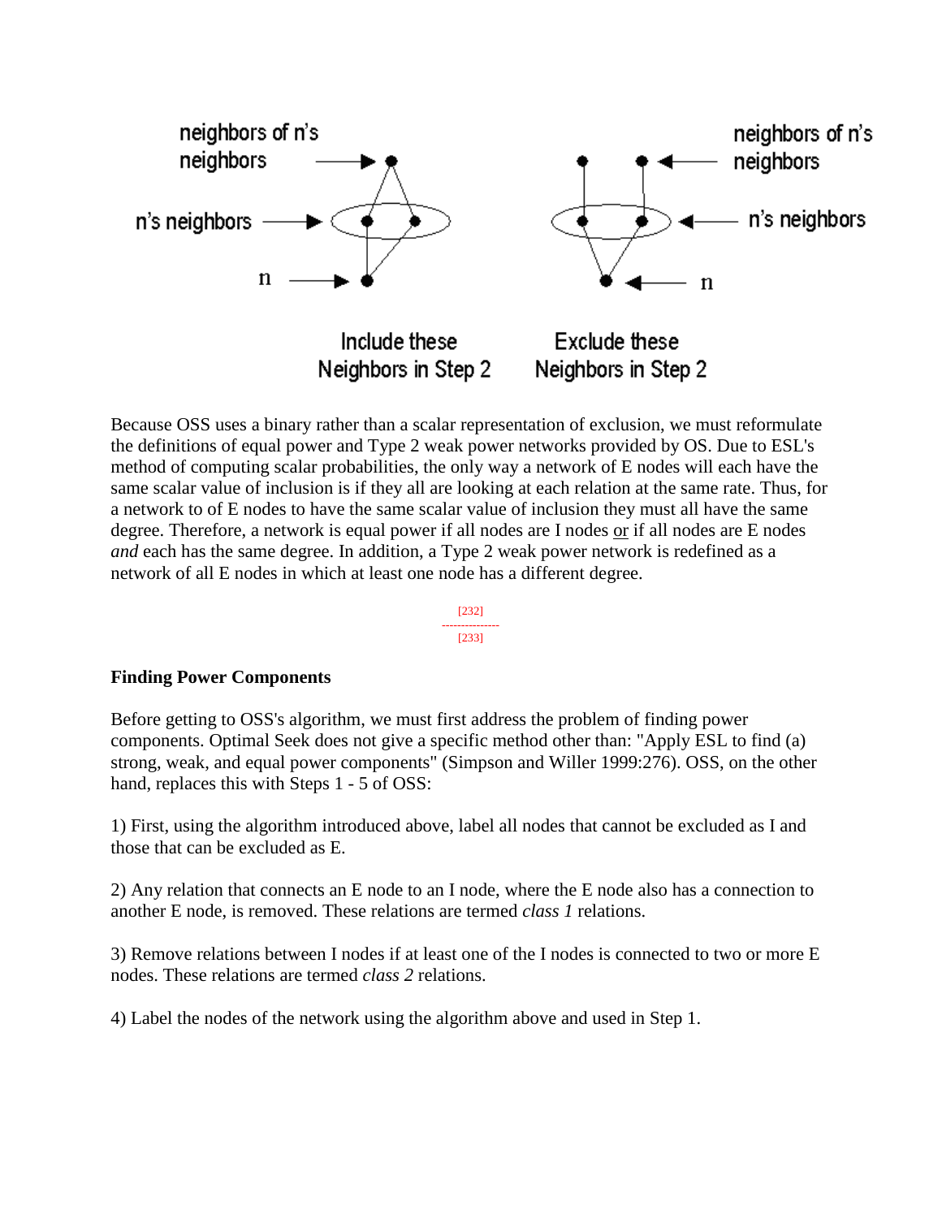Include these Neighbors in Step 2

Exclude these Neighbors in Step 2

Because OSS uses a binary rather than a scalar representation of exclusion, we must reformulate the definitions of equal power and Type 2 weak power networks provided by OS. Due to ESL's method of computing scalar probabilities, the only way a network of E nodes will each have the same scalar value of inclusion is if they all are looking at each relation at the same rate. Thus, for a network to of E nodes to have the same scalar value of inclusion they must all have the same degree. Therefore, a network is equal power if all nodes are I nodes or if all nodes are E nodes *and* each has the same degree. In addition, a Type 2 weak power network is redefined as a network of all E nodes in which at least one node has a different degree.

**Finding Power Components**

Before getting to OSS's algorithm, we must first address the problem of finding power components. Optimal Seek does not give a specific method other than: "Apply ESL to find (a) strong, weak, and equal power components" (Simpson and Willer 1999:276). OSS, on the other hand, replaces this with Steps 1 - 5 of OSS:

1) First, using the algorithm introduced above, label all nodes that cannot be excluded as I and those that can be excluded as E.

2) Any relation that connects an E node to an I node, where the E node also has a connection to another E node, is removed. These relations are termed *class 1* relations.

3) Remove relations between I nodes if at least one of the I nodes is connected to two or more E nodes. These relations are termed *class 2* relations.

4) Label the nodes of the network using the algorithm above and used in Step 1.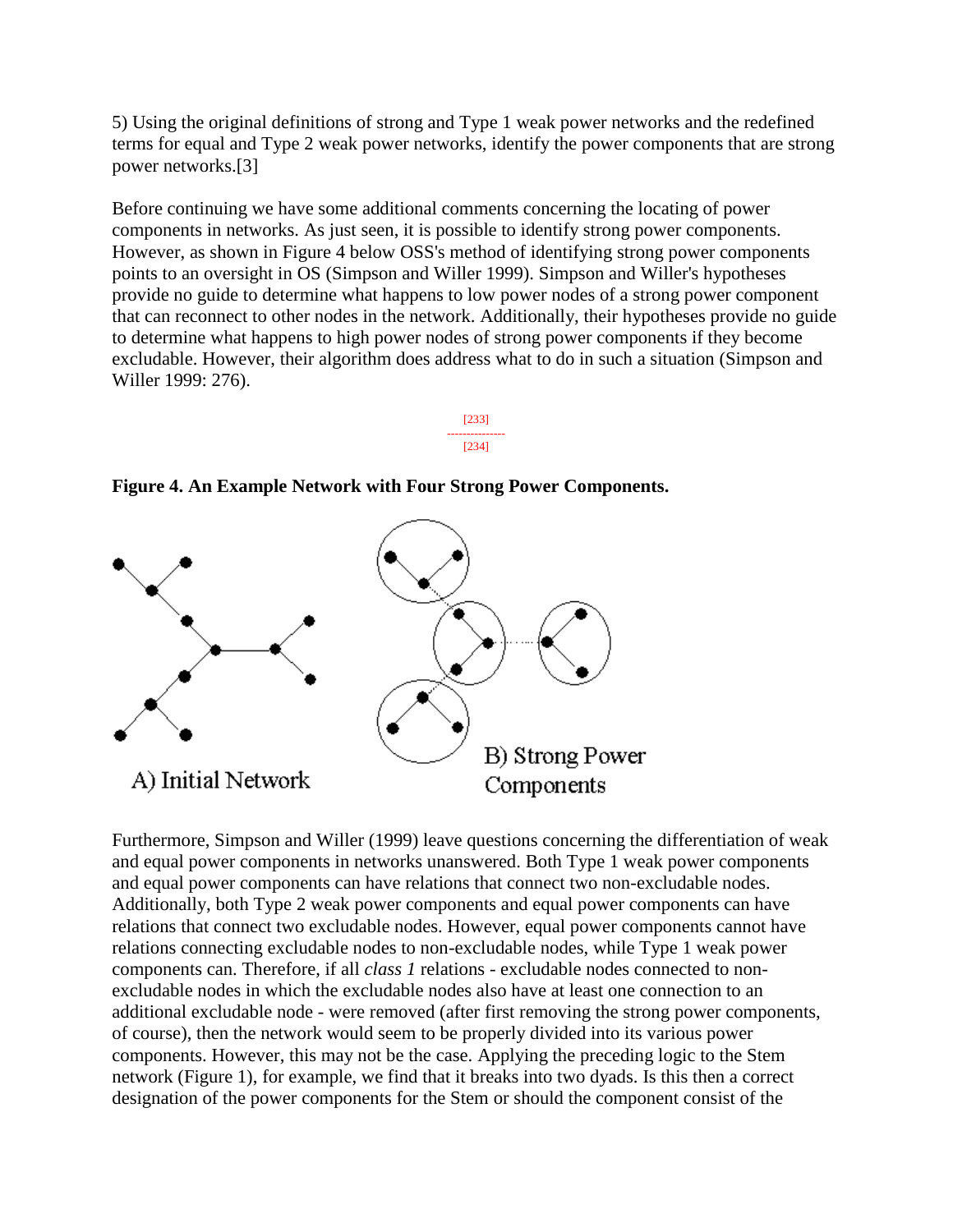5) Using the original definitions of strong and Type 1 weak power networks and the redefined terms for equal and Type 2 weak power networks, identify the power components that are strong power networks.[3]

Before continuing we have some additional comments concerning the locating of power components in networks. As just seen, it is possible to identify strong power components. However, as shown in Figure 4 below OSS's method of identifying strong power components points to an oversight in OS (Simpson and Willer 1999). Simpson and Willer's hypotheses provide no guide to determine what happens to low power nodes of a strong power component that can reconnect to other nodes in the network. Additionally, their hypotheses provide no guide to determine what happens to high power nodes of strong power components if they become excludable. However, their algorithm does address what to do in such a situation (Simpson and Willer 1999: 276).

**Figure 4. An Example Network with Four Strong Power Components.**

A) Initial Network

B) Strong Power Components

Furthermore, Simpson and Willer (1999) leave questions concerning the differentiation of weak and equal power components in networks unanswered. Both Type 1 weak power components and equal power components can have relations that connect two non-excludable nodes. Additionally, both Type 2 weak power components and equal power components can have relations that connect two excludable nodes. However, equal power components cannot have relations connecting excludable nodes to non-excludable nodes, while Type 1 weak power components can. Therefore, if all *class 1* relations - excludable nodes connected to non-excludable nodes in which the excludable nodes also have at least one connection to an additional excludable node - were removed (after first removing the strong power components, of course), then the network would seem to be properly divided into its various power components. However, this may not be the case. Applying the preceding logic to the Stem network (Figure 1), for example, we find that it breaks into two dyads. Is this then a correct designation of the power components for the Stem or should the component consist of the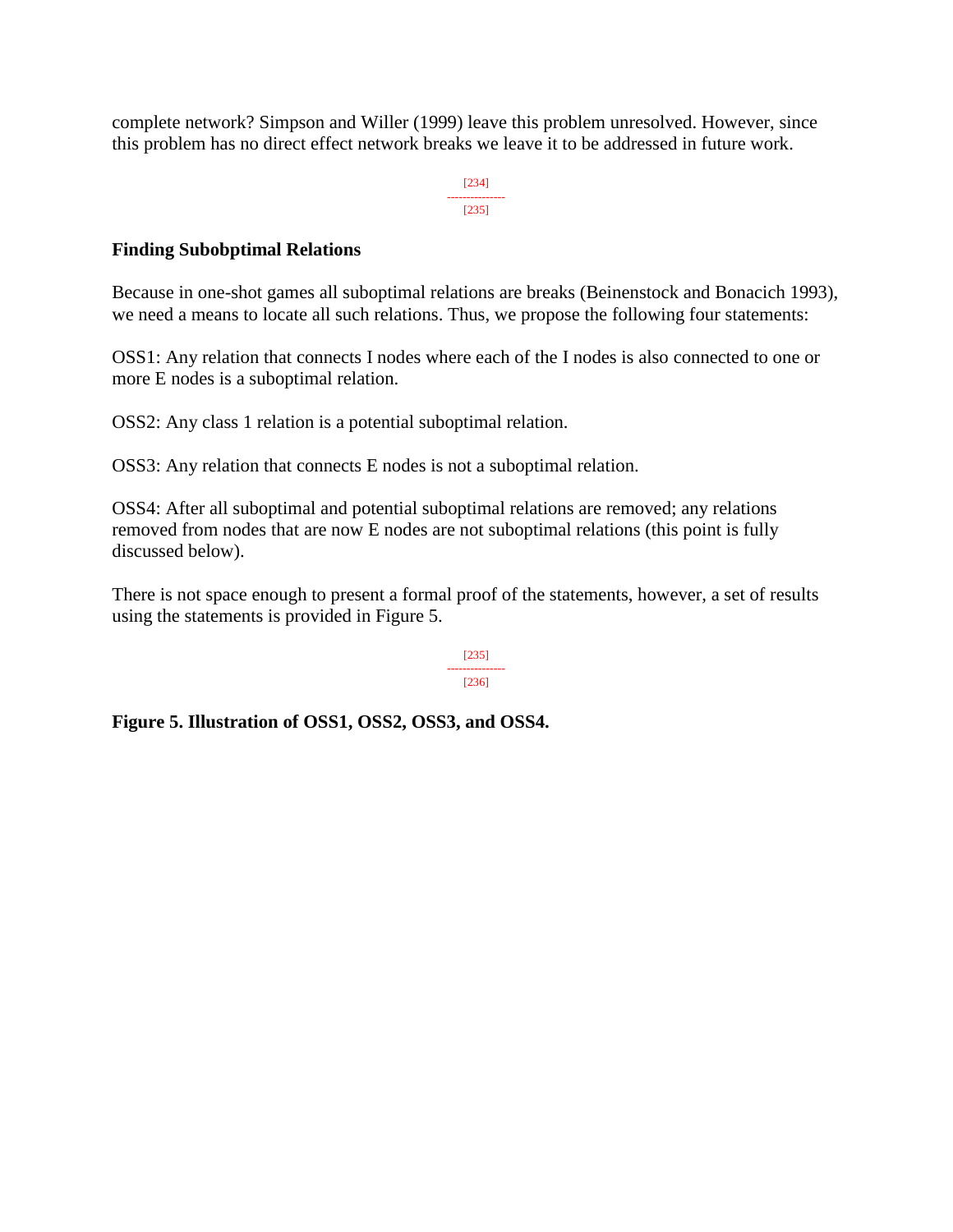complete network? Simpson and Willer (1999) leave this problem unresolved. However, since this problem has no direct effect network breaks we leave it to be addressed in future work.

[234]
---------------
[235]

**Finding Subobptimal Relations**

Because in one-shot games all suboptimal relations are breaks (Beinenstock and Bonacich 1993), we need a means to locate all such relations. Thus, we propose the following four statements:

OSS1: Any relation that connects I nodes where each of the I nodes is also connected to one or more E nodes is a suboptimal relation.

OSS2: Any class 1 relation is a potential suboptimal relation.

OSS3: Any relation that connects E nodes is not a suboptimal relation.

OSS4: After all suboptimal and potential suboptimal relations are removed; any relations removed from nodes that are now E nodes are not suboptimal relations (this point is fully discussed below).

There is not space enough to present a formal proof of the statements, however, a set of results using the statements is provided in Figure 5.

[235]
---------------
[236]

**Figure 5. Illustration of OSS1, OSS2, OSS3, and OSS4.**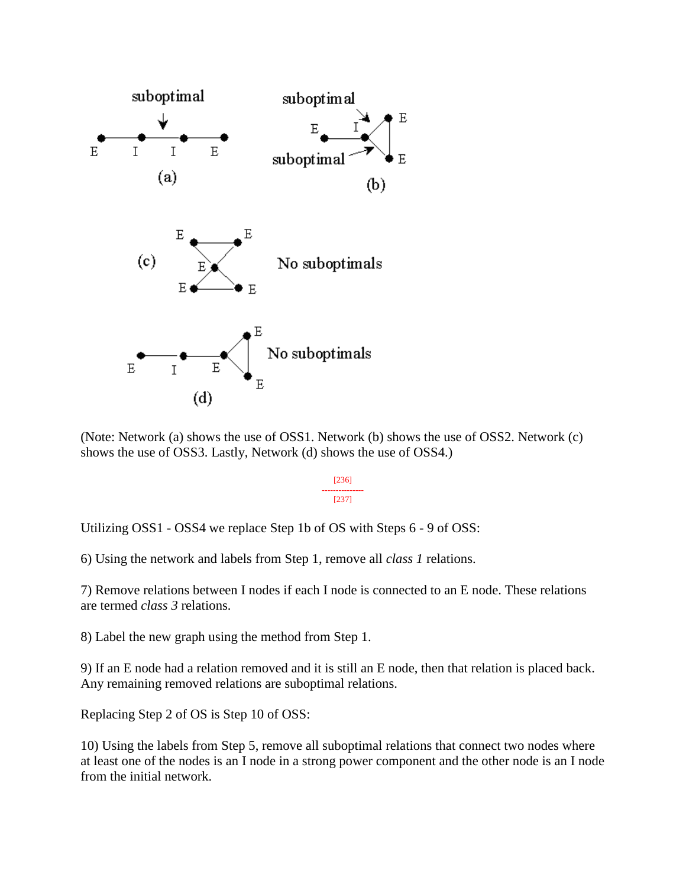(Note: Network (a) shows the use of OSS1. Network (b) shows the use of OSS2. Network (c) shows the use of OSS3. Lastly, Network (d) shows the use of OSS4.)

[236]
---------------
[237]

Utilizing OSS1 - OSS4 we replace Step 1b of OS with Steps 6 - 9 of OSS:

6) Using the network and labels from Step 1, remove all *class 1* relations.

7) Remove relations between I nodes if each I node is connected to an E node. These relations are termed *class 3* relations.

8) Label the new graph using the method from Step 1.

9) If an E node had a relation removed and it is still an E node, then that relation is placed back. Any remaining removed relations are suboptimal relations.

Replacing Step 2 of OS is Step 10 of OSS:

10) Using the labels from Step 5, remove all suboptimal relations that connect two nodes where at least one of the nodes is an I node in a strong power component and the other node is an I node from the initial network.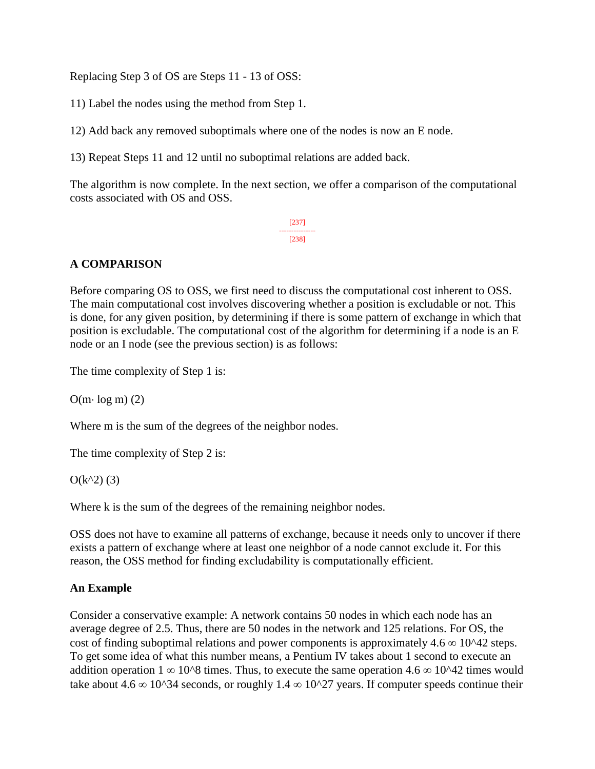Replacing Step 3 of OS are Steps 11 - 13 of OSS:

11) Label the nodes using the method from Step 1.

12) Add back any removed suboptimals where one of the nodes is now an E node.

13) Repeat Steps 11 and 12 until no suboptimal relations are added back.

The algorithm is now complete. In the next section, we offer a comparison of the computational costs associated with OS and OSS.

[237]

[238]

## A COMPARISON

Before comparing OS to OSS, we first need to discuss the computational cost inherent to OSS. The main computational cost involves discovering whether a position is excludable or not. This is done, for any given position, by determining if there is some pattern of exchange in which that position is excludable. The computational cost of the algorithm for determining if a node is an E node or an I node (see the previous section) is as follows:

The time complexity of Step 1 is:

$O(m \cdot \log m)$ (2)

Where m is the sum of the degrees of the neighbor nodes.

The time complexity of Step 2 is:

$O(k^2)$ (3)

Where k is the sum of the degrees of the remaining neighbor nodes.

OSS does not have to examine all patterns of exchange, because it needs only to uncover if there exists a pattern of exchange where at least one neighbor of a node cannot exclude it. For this reason, the OSS method for finding excludability is computationally efficient.

### An Example

Consider a conservative example: A network contains 50 nodes in which each node has an average degree of 2.5. Thus, there are 50 nodes in the network and 125 relations. For OS, the cost of finding suboptimal relations and power components is approximately $4.6 \infty 10^{42}$ steps. To get some idea of what this number means, a Pentium IV takes about 1 second to execute an addition operation $1 \infty 10^8$ times. Thus, to execute the same operation $4.6 \infty 10^{42}$ times would take about $4.6 \infty 10^{34}$ seconds, or roughly $1.4 \infty 10^{27}$ years. If computer speeds continue their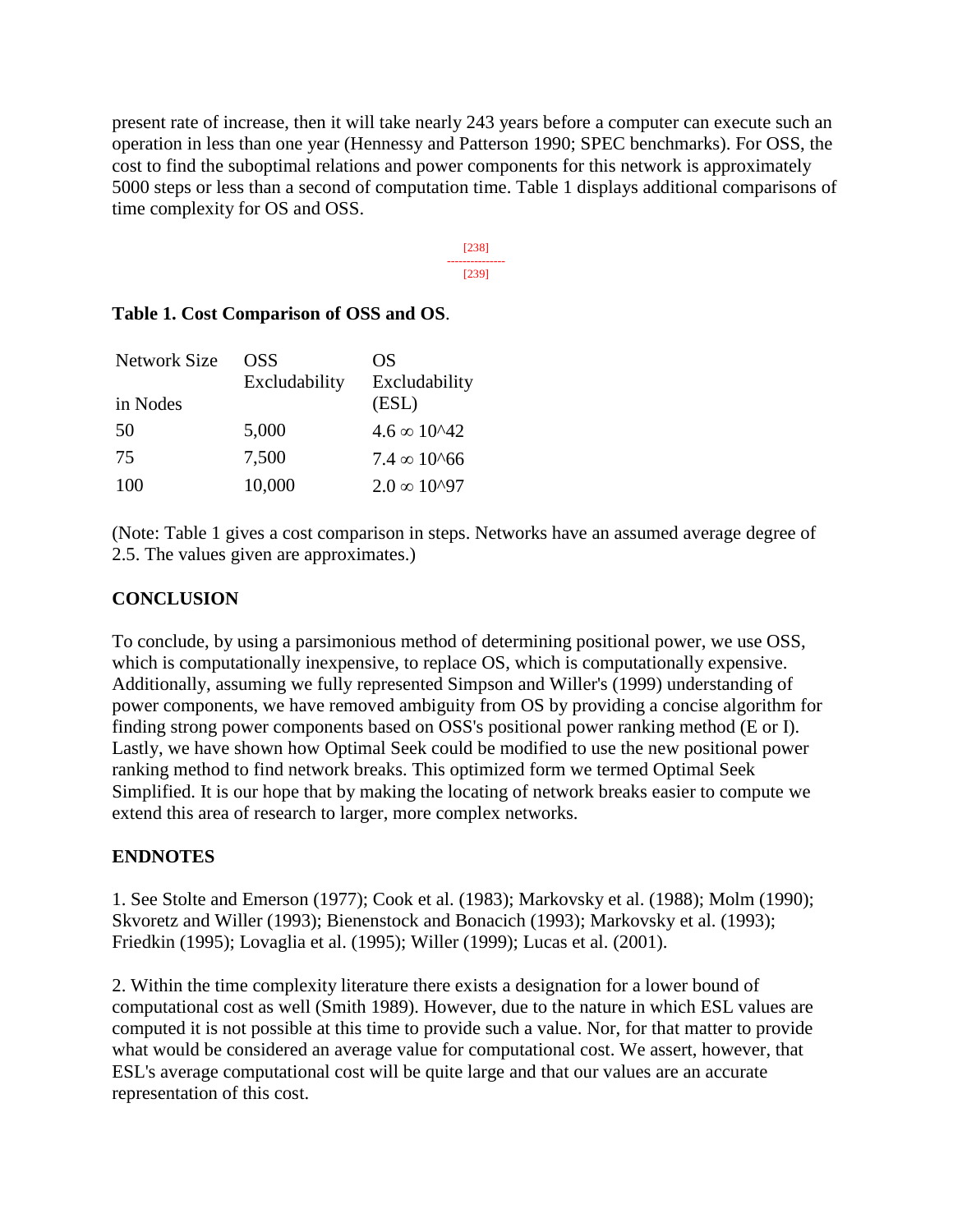present rate of increase, then it will take nearly 243 years before a computer can execute such an operation in less than one year (Hennessy and Patterson 1990; SPEC benchmarks). For OSS, the cost to find the suboptimal relations and power components for this network is approximately 5000 steps or less than a second of computation time. Table 1 displays additional comparisons of time complexity for OSS and OS.

[238]
---------------
[239]

**Table 1. Cost Comparison of OSS and OS**.

| Network Size in Nodes | OSS Excludability | OS Excludability (ESL) |
|---|---|---|
| 50 | 5,000 | 4.6 ∞ 10^42 |
| 75 | 7,500 | 7.4 ∞ 10^66 |
| 100 | 10,000 | 2.0 ∞ 10^97 |

(Note: Table 1 gives a cost comparison in steps. Networks have an assumed average degree of 2.5. The values given are approximates.)

## CONCLUSION

To conclude, by using a parsimonious method of determining positional power, we use OSS, which is computationally inexpensive, to replace OS, which is computationally expensive. Additionally, assuming we fully represented Simpson and Willer's (1999) understanding of power components, we have removed ambiguity from OS by providing a concise algorithm for finding strong power components based on OSS's positional power ranking method (E or I). Lastly, we have shown how Optimal Seek could be modified to use the new positional power ranking method to find network breaks. This optimized form we termed Optimal Seek Simplified. It is our hope that by making the locating of network breaks easier to compute we extend this area of research to larger, more complex networks.

## ENDNOTES

1. See Stolte and Emerson (1977); Cook et al. (1983); Markovsky et al. (1988); Molm (1990); Skvoretz and Willer (1993); Bienenstock and Bonacich (1993); Markovsky et al. (1993); Friedkin (1995); Lovaglia et al. (1995); Willer (1999); Lucas et al. (2001).

2. Within the time complexity literature there exists a designation for a lower bound of computational cost as well (Smith 1989). However, due to the nature in which ESL values are computed it is not possible at this time to provide such a value. Nor, for that matter to provide what would be considered an average value for computational cost. We assert, however, that ESL's average computational cost will be quite large and that our values are an accurate representation of this cost.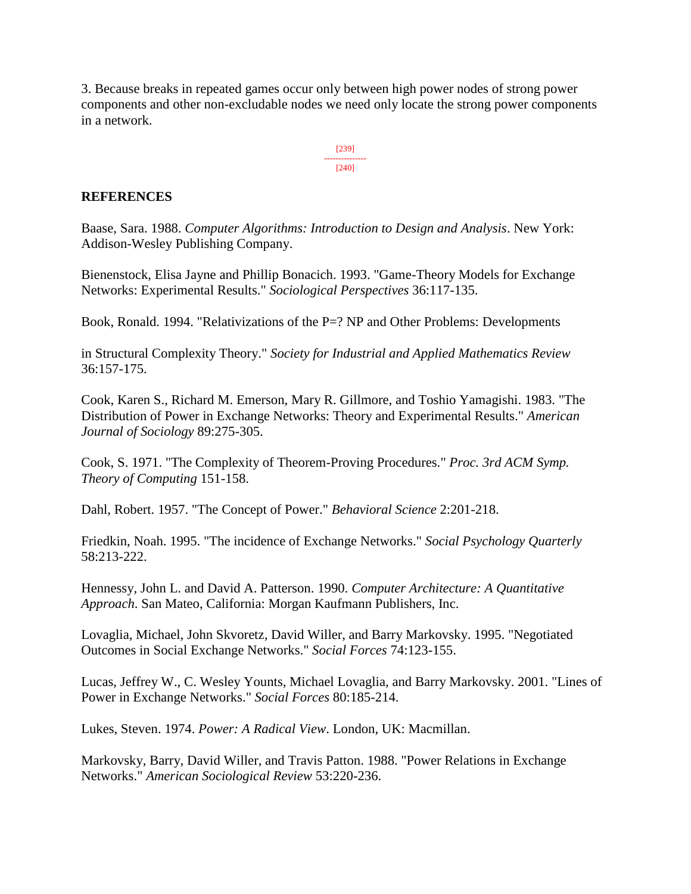3. Because breaks in repeated games occur only between high power nodes of strong power components and other non-excludable nodes we need only locate the strong power components in a network.

## REFERENCES

Baase, Sara. 1988. *Computer Algorithms: Introduction to Design and Analysis*. New York: Addison-Wesley Publishing Company.

Bienenstock, Elisa Jayne and Phillip Bonacich. 1993. "Game-Theory Models for Exchange Networks: Experimental Results." *Sociological Perspectives* 36:117-135.

Book, Ronald. 1994. "Relativizations of the P=? NP and Other Problems: Developments

in Structural Complexity Theory." *Society for Industrial and Applied Mathematics Review* 36:157-175.

Cook, Karen S., Richard M. Emerson, Mary R. Gillmore, and Toshio Yamagishi. 1983. "The Distribution of Power in Exchange Networks: Theory and Experimental Results." *American Journal of Sociology* 89:275-305.

Cook, S. 1971. "The Complexity of Theorem-Proving Procedures." *Proc. 3rd ACM Symp. Theory of Computing* 151-158.

Dahl, Robert. 1957. "The Concept of Power." *Behavioral Science* 2:201-218.

Friedkin, Noah. 1995. "The incidence of Exchange Networks." *Social Psychology Quarterly* 58:213-222.

Hennessy, John L. and David A. Patterson. 1990. *Computer Architecture: A Quantitative Approach.* San Mateo, California: Morgan Kaufmann Publishers, Inc.

Lovaglia, Michael, John Skvoretz, David Willer, and Barry Markovsky. 1995. "Negotiated Outcomes in Social Exchange Networks." *Social Forces* 74:123-155.

Lucas, Jeffrey W., C. Wesley Younts, Michael Lovaglia, and Barry Markovsky. 2001. "Lines of Power in Exchange Networks." *Social Forces* 80:185-214.

Lukes, Steven. 1974. *Power: A Radical View*. London, UK: Macmillan.

Markovsky, Barry, David Willer, and Travis Patton. 1988. "Power Relations in Exchange Networks." *American Sociological Review* 53:220-236.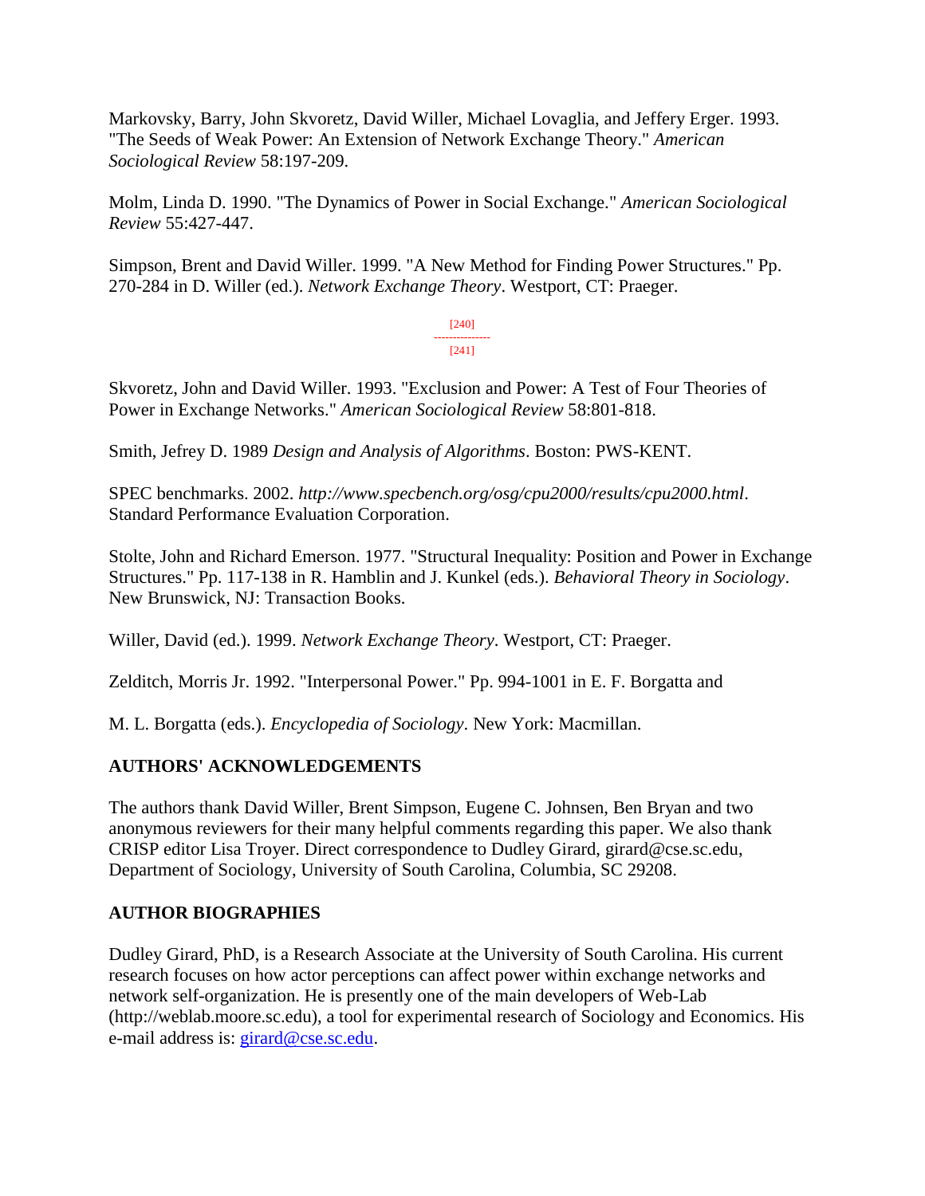Markovsky, Barry, John Skvoretz, David Willer, Michael Lovaglia, and Jeffery Erger. 1993. "The Seeds of Weak Power: An Extension of Network Exchange Theory." *American Sociological Review* 58:197-209.

Molm, Linda D. 1990. "The Dynamics of Power in Social Exchange." *American Sociological Review* 55:427-447.

Simpson, Brent and David Willer. 1999. "A New Method for Finding Power Structures." Pp. 270-284 in D. Willer (ed.). *Network Exchange Theory*. Westport, CT: Praeger.

Skvoretz, John and David Willer. 1993. "Exclusion and Power: A Test of Four Theories of Power in Exchange Networks." *American Sociological Review* 58:801-818.

Smith, Jefrey D. 1989 *Design and Analysis of Algorithms*. Boston: PWS-KENT.

SPEC benchmarks. 2002. *http://www.specbench.org/osg/cpu2000/results/cpu2000.html*. Standard Performance Evaluation Corporation.

Stolte, John and Richard Emerson. 1977. "Structural Inequality: Position and Power in Exchange Structures." Pp. 117-138 in R. Hamblin and J. Kunkel (eds.). *Behavioral Theory in Sociology*. New Brunswick, NJ: Transaction Books.

Willer, David (ed.). 1999. *Network Exchange Theory*. Westport, CT: Praeger.

Zelditch, Morris Jr. 1992. "Interpersonal Power." Pp. 994-1001 in E. F. Borgatta and

M. L. Borgatta (eds.). *Encyclopedia of Sociology*. New York: Macmillan.

## AUTHORS' ACKNOWLEDGEMENTS

The authors thank David Willer, Brent Simpson, Eugene C. Johnsen, Ben Bryan and two anonymous reviewers for their many helpful comments regarding this paper. We also thank CRISP editor Lisa Troyer. Direct correspondence to Dudley Girard, girard@cse.sc.edu, Department of Sociology, University of South Carolina, Columbia, SC 29208.

## AUTHOR BIOGRAPHIES

Dudley Girard, PhD, is a Research Associate at the University of South Carolina. His current research focuses on how actor perceptions can affect power within exchange networks and network self-organization. He is presently one of the main developers of Web-Lab (http://weblab.moore.sc.edu), a tool for experimental research of Sociology and Economics. His e-mail address is: girard@cse.sc.edu.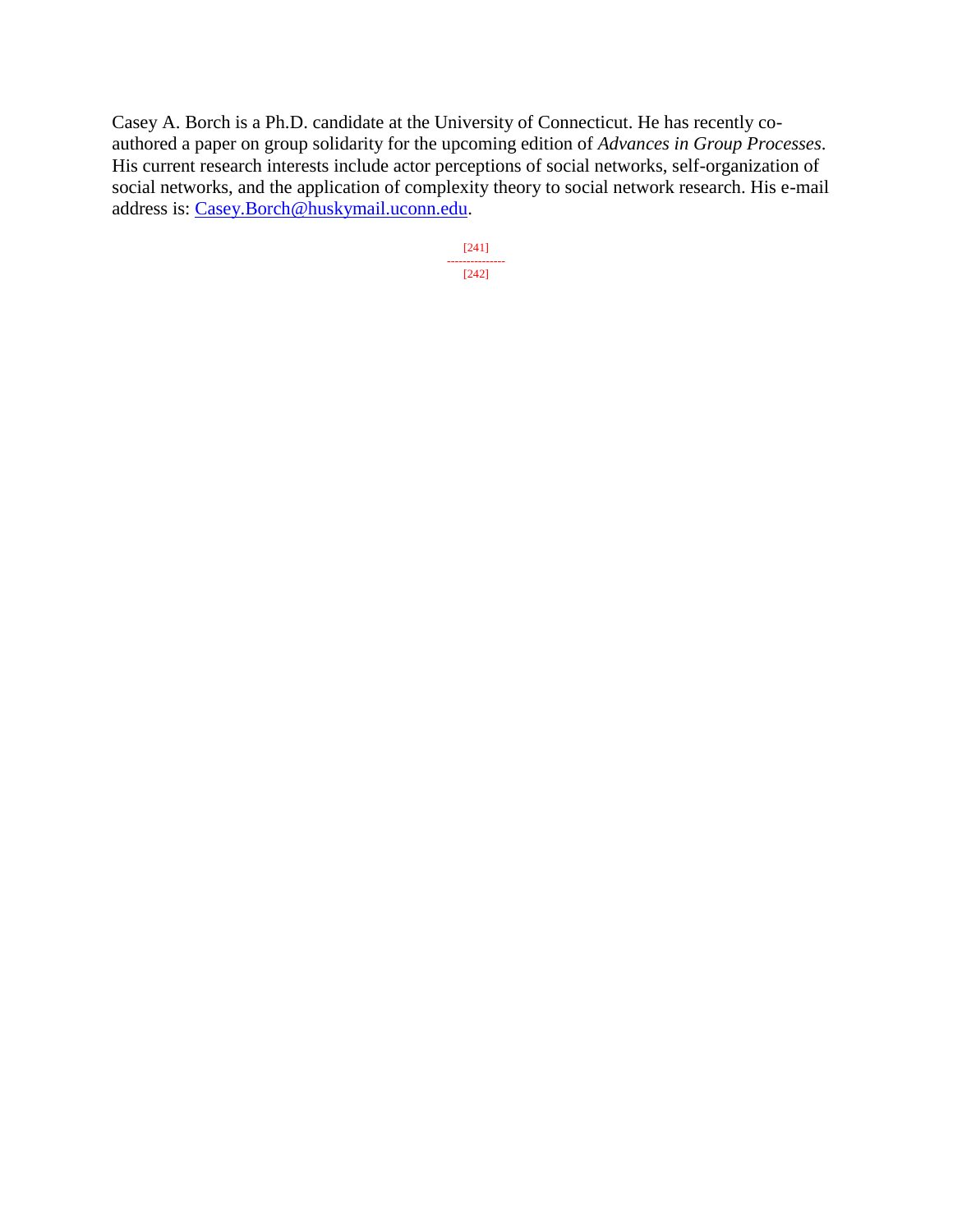Casey A. Borch is a Ph.D. candidate at the University of Connecticut. He has recently co-authored a paper on group solidarity for the upcoming edition of *Advances in Group Processes*. His current research interests include actor perceptions of social networks, self-organization of social networks, and the application of complexity theory to social network research. His e-mail address is: Casey.Borch@huskymail.uconn.edu.